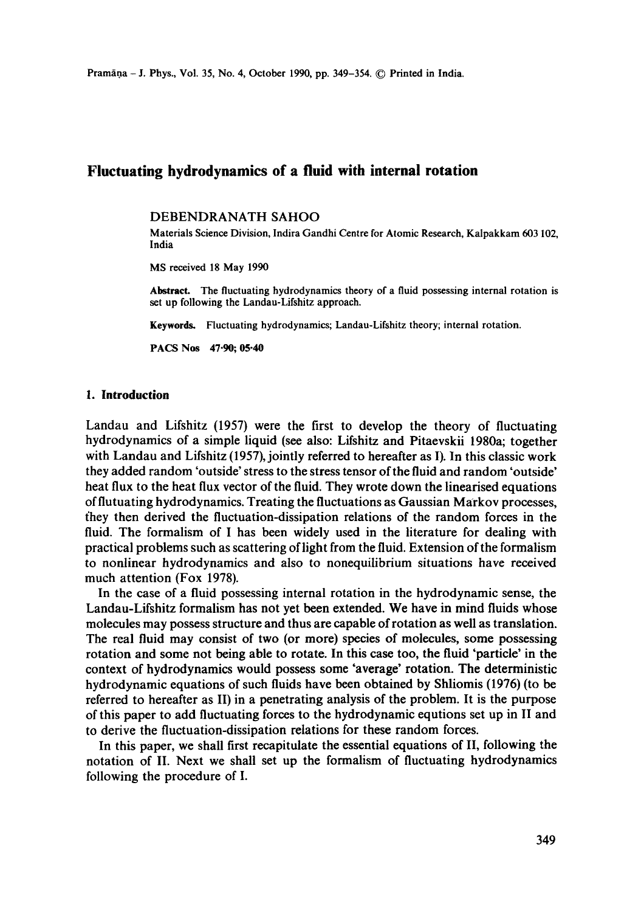# Fluctuating hydrodynamics of a fluid with internal rotation

DEBENDRANATH SAHOO

Materials Science Division, Indira Gandhi Centre for Atomic Research, Kalpakkam 603 102, India

MS received 18 May 1990

**Abstract.** The fluctuating hydrodynamics theory of a fluid possessing internal rotation is set up following the Landau-Lifshitz approach.

**Keywords.** Fluctuating hydrodynamics; Landau-Lifshitz theory; internal rotation.

**PACS Nos** 47·90; 05·40

## 1. Introduction

Landau and Lifshitz (1957) were the first to develop the theory of fluctuating hydrodynamics of a simple liquid (see also: Lifshitz and Pitaevskii 1980a; together with Landau and Lifshitz (1957), jointly referred to hereafter as I). In this classic work they added random 'outside' stress to the stress tensor of the fluid and random 'outside' heat flux to the heat flux vector of the fluid. They wrote down the linearised equations of flutuating hydrodynamics. Treating the fluctuations as Gaussian Markov processes, they then derived the fluctuation-dissipation relations of the random forces in the fluid. The formalism of I has been widely used in the literature for dealing with practical problems such as scattering of light from the fluid. Extension of the formalism to nonlinear hydrodynamics and also to nonequilibrium situations have received much attention (Fox 1978).

In the case of a fluid possessing internal rotation in the hydrodynamic sense, the Landau-Lifshitz formalism has not yet been extended. We have in mind fluids whose molecules may possess structure and thus are capable of rotation as well as translation. The real fluid may consist of two (or more) species of molecules, some possessing rotation and some not being able to rotate. In this case too, the fluid 'particle' in the context of hydrodynamics would possess some 'average' rotation. The deterministic hydrodynamic equations of such fluids have been obtained by Shliomis (1976) (to be referred to hereafter as II) in a penetrating analysis of the problem. It is the purpose of this paper to add fluctuating forces to the hydrodynamic equtions set up in II and to derive the fluctuation-dissipation relations for these random forces.

In this paper, we shall first recapitulate the essential equations of II, following the notation of II. Next we shall set up the formalism of fluctuating hydrodynamics following the procedure of I.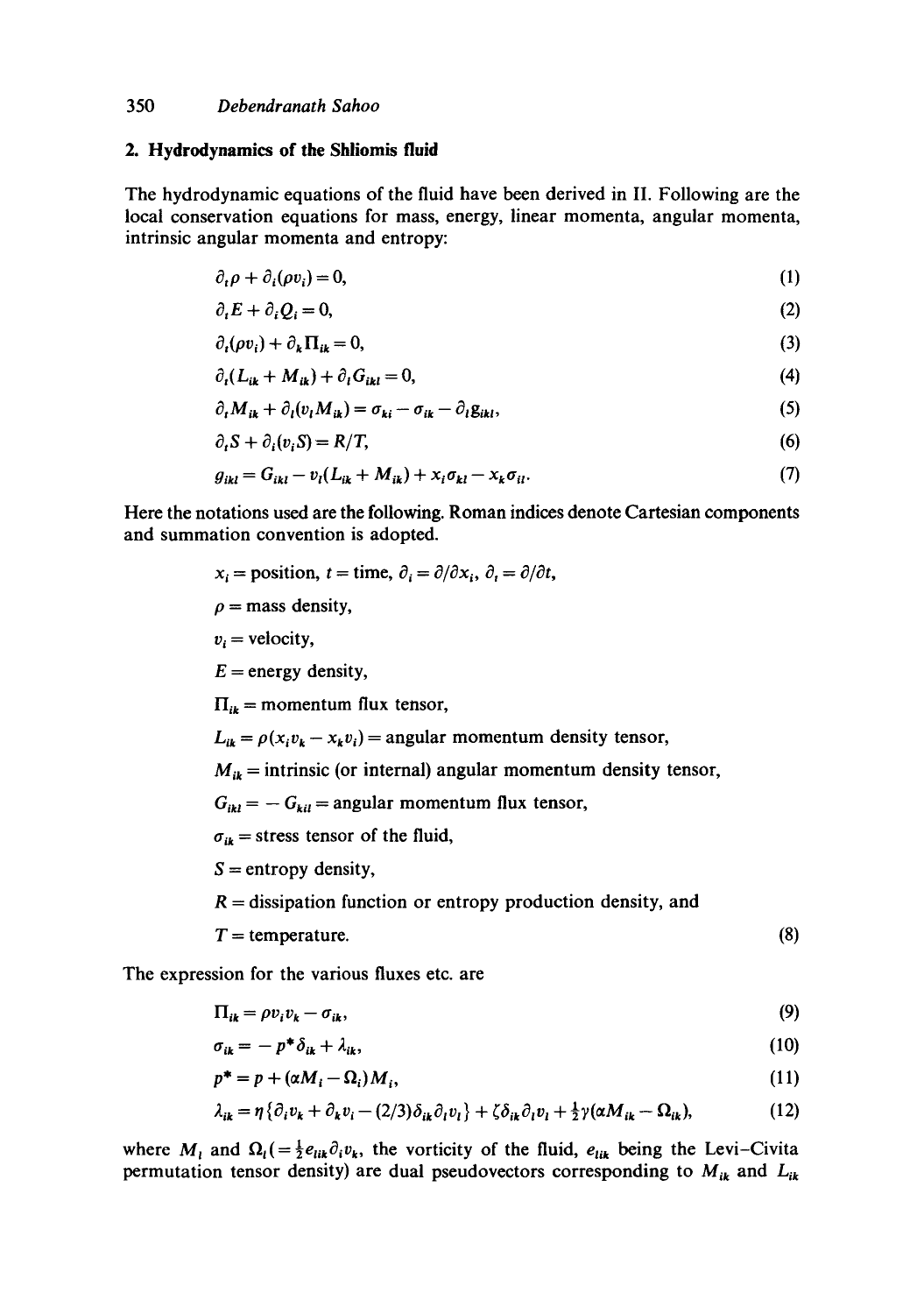## 2. Hydrodynamics of the Shliomis fluid

The hydrodynamic equations of the fluid have been derived in II. Following are the local conservation equations for mass, energy, linear momenta, angular momenta, intrinsic angular momenta and entropy:

$$\partial_t \rho + \partial_i(\rho v_i) = 0, \tag{1}$$

$$\partial_t E + \partial_i Q_i = 0, \tag{2}$$

$$\partial_t(\rho v_i) + \partial_k \Pi_{ik} = 0, \tag{3}$$

$$\partial_t(L_{ik} + M_{ik}) + \partial_l G_{ikl} = 0, \tag{4}$$

$$\partial_t M_{ik} + \partial_l(v_l M_{ik}) = \sigma_{ki} - \sigma_{ik} - \partial_l g_{ikl}, \tag{5}$$

$$\partial_t S + \partial_i(v_i S) = R/T, \tag{6}$$

$$g_{ikl} = G_{ikl} - v_l(L_{ik} + M_{ik}) + x_i \sigma_{kl} - x_k \sigma_{il}. \tag{7}$$

Here the notations used are the following. Roman indices denote Cartesian components and summation convention is adopted.

$x_i$ = position, $t$ = time, $\partial_i = \partial/\partial x_i$, $\partial_t = \partial/\partial t$,

$\rho$ = mass density,

$v_i$ = velocity,

$E$ = energy density,

$\Pi_{ik}$ = momentum flux tensor,

$L_{ik} = \rho(x_i v_k - x_k v_i)$ = angular momentum density tensor,

$M_{ik}$ = intrinsic (or internal) angular momentum density tensor,

$G_{ikl} = -G_{kil}$ = angular momentum flux tensor,

$\sigma_{ik}$ = stress tensor of the fluid,

$S$ = entropy density,

$R$ = dissipation function or entropy production density, and

$T$ = temperature. (8)

The expression for the various fluxes etc. are

$$\Pi_{ik} = \rho v_i v_k - \sigma_{ik}, \tag{9}$$

$$\sigma_{ik} = -p^* \delta_{ik} + \lambda_{ik}, \tag{10}$$

$$p^* = p + (\alpha M_i - \Omega_i) M_i, \tag{11}$$

$$\lambda_{ik} = \eta\{\partial_i v_k + \partial_k v_i - (2/3)\delta_{ik}\partial_l v_l\} + \zeta \delta_{ik} \partial_l v_l + \tfrac{1}{2}\gamma(\alpha M_{ik} - \Omega_{ik}), \tag{12}$$

where $M_l$ and $\Omega_l (= \frac{1}{2} e_{lik} \partial_i v_k$, the vorticity of the fluid, $e_{lik}$ being the Levi-Civita permutation tensor density) are dual pseudovectors corresponding to $M_{ik}$ and $L_{ik}$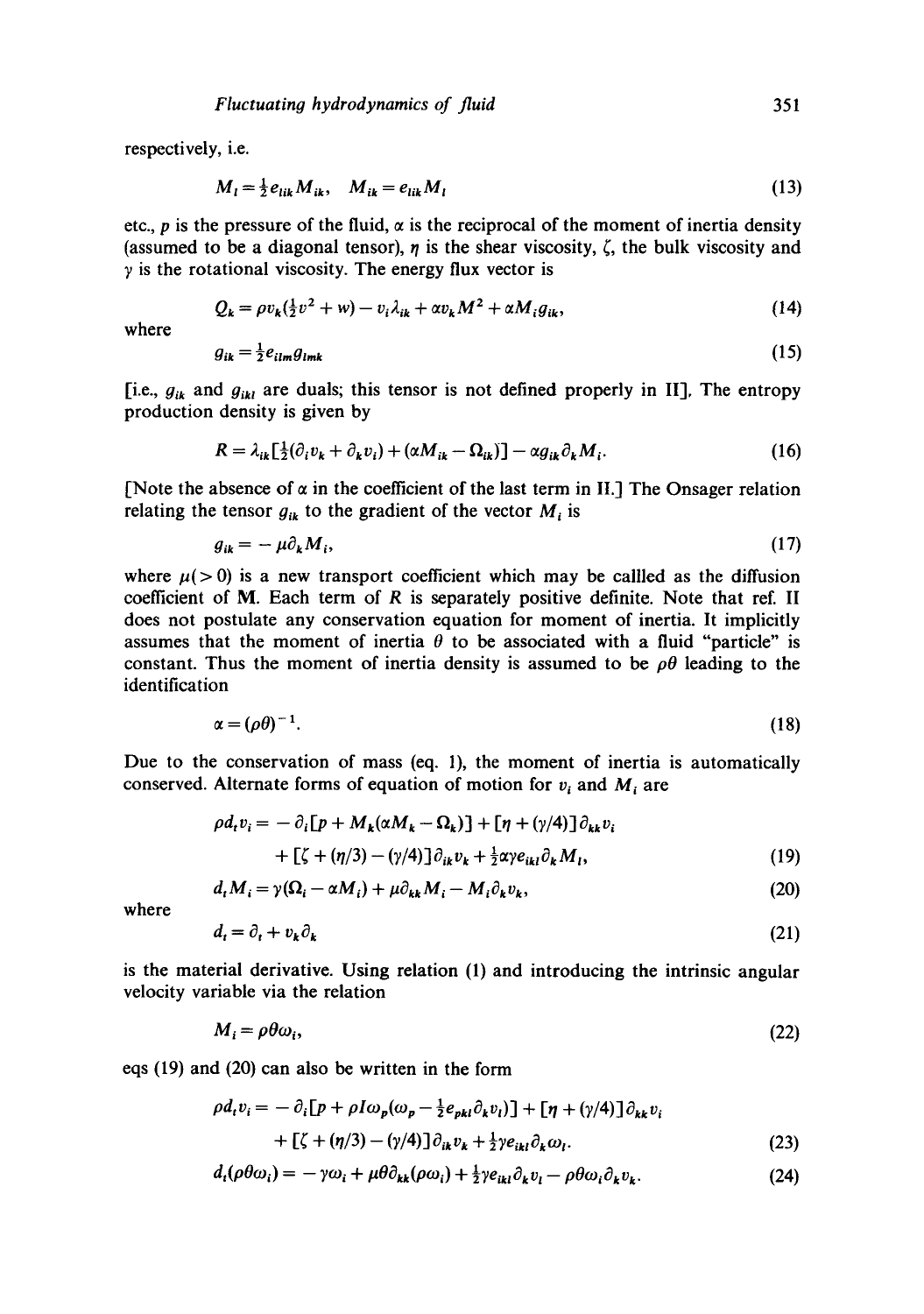respectively, i.e.

$$M_l = \tfrac{1}{2} e_{lik} M_{ik}, \quad M_{ik} = e_{lik} M_l \tag{13}$$

etc., $p$ is the pressure of the fluid, $\alpha$ is the reciprocal of the moment of inertia density (assumed to be a diagonal tensor), $\eta$ is the shear viscosity, $\zeta$, the bulk viscosity and $\gamma$ is the rotational viscosity. The energy flux vector is

$$Q_k = \rho v_k(\tfrac{1}{2}v^2 + w) - v_i \lambda_{ik} + \alpha v_k M^2 + \alpha M_i g_{ik}, \tag{14}$$

where

$$g_{ik} = \tfrac{1}{2} e_{ilm} g_{lmk} \tag{15}$$

[i.e., $g_{ik}$ and $g_{ikl}$ are duals; this tensor is not defined properly in II]. The entropy production density is given by

$$R = \lambda_{ik}[\tfrac{1}{2}(\partial_i v_k + \partial_k v_i) + (\alpha M_{ik} - \Omega_{ik})] - \alpha g_{ik} \partial_k M_i. \tag{16}$$

[Note the absence of $\alpha$ in the coefficient of the last term in II.] The Onsager relation relating the tensor $g_{ik}$ to the gradient of the vector $M_i$ is

$$g_{ik} = -\mu \partial_k M_i, \tag{17}$$

where $\mu (> 0)$ is a new transport coefficient which may be callled as the diffusion coefficient of **M**. Each term of $R$ is separately positive definite. Note that ref. II does not postulate any conservation equation for moment of inertia. It implicitly assumes that the moment of inertia $\theta$ to be associated with a fluid "particle" is constant. Thus the moment of inertia density is assumed to be $\rho\theta$ leading to the identification

$$\alpha = (\rho\theta)^{-1}. \tag{18}$$

Due to the conservation of mass (eq. 1), the moment of inertia is automatically conserved. Alternate forms of equation of motion for $v_i$ and $M_i$ are

$$\begin{aligned}\rho d_t v_i = &- \partial_i[p + M_k(\alpha M_k - \Omega_k)] + [\eta + (\gamma/4)]\partial_{kk} v_i \\ &+ [\zeta + (\eta/3) - (\gamma/4)]\partial_{ik} v_k + \tfrac{1}{2}\alpha\gamma e_{ikl} \partial_k M_l,\end{aligned} \tag{19}$$

$$d_t M_i = \gamma(\Omega_i - \alpha M_i) + \mu \partial_{kk} M_i - M_i \partial_k v_k, \tag{20}$$

where

$$d_t = \partial_t + v_k \partial_k \tag{21}$$

is the material derivative. Using relation (1) and introducing the intrinsic angular velocity variable via the relation

$$M_i = \rho\theta\omega_i, \tag{22}$$

eqs (19) and (20) can also be written in the form

$$\begin{aligned}\rho d_t v_i = &- \partial_i[p + \rho I \omega_p(\omega_p - \tfrac{1}{2} e_{pkl} \partial_k v_l)] + [\eta + (\gamma/4)]\partial_{kk} v_i \\ &+ [\zeta + (\eta/3) - (\gamma/4)]\partial_{ik} v_k + \tfrac{1}{2}\gamma e_{ikl} \partial_k \omega_l.\end{aligned} \tag{23}$$

$$d_t(\rho\theta\omega_i) = -\gamma\omega_i + \mu\theta\partial_{kk}(\rho\omega_i) + \tfrac{1}{2}\gamma e_{ikl}\partial_k v_l - \rho\theta\omega_i \partial_k v_k. \tag{24}$$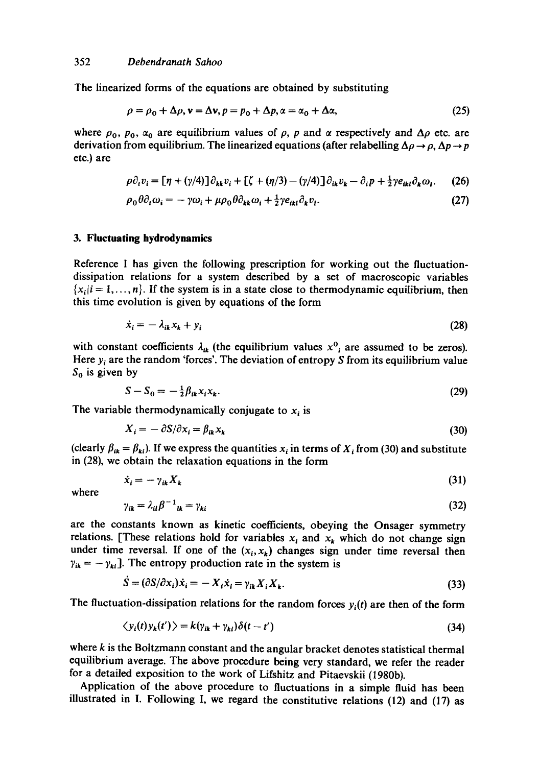The linearized forms of the equations are obtained by substituting

$$\rho = \rho_0 + \Delta\rho, \mathbf{v} = \Delta\mathbf{v}, p = p_0 + \Delta p, \alpha = \alpha_0 + \Delta\alpha, \tag{25}$$

where $\rho_0$, $p_0$, $\alpha_0$ are equilibrium values of $\rho$, $p$ and $\alpha$ respectively and $\Delta\rho$ etc. are derivation from equilibrium. The linearized equations (after relabelling $\Delta\rho \to \rho$, $\Delta p \to p$ etc.) are

$$\rho \partial_t v_i = [\eta + (\gamma/4)]\partial_{kk} v_i + [\zeta + (\eta/3) - (\gamma/4)]\partial_{ik} v_k - \partial_i p + \tfrac{1}{2}\gamma e_{ikl}\partial_k \omega_l. \tag{26}$$

$$\rho_0 \theta \partial_t \omega_i = -\gamma\omega_i + \mu\rho_0\theta\partial_{kk}\omega_i + \tfrac{1}{2}\gamma e_{ikl}\partial_k v_l. \tag{27}$$

## 3. Fluctuating hydrodynamics

Reference I has given the following prescription for working out the fluctuation-dissipation relations for a system described by a set of macroscopic variables $\{x_i | i = 1, \ldots, n\}$. If the system is in a state close to thermodynamic equilibrium, then this time evolution is given by equations of the form

$$\dot{x}_i = -\lambda_{ik} x_k + y_i \tag{28}$$

with constant coefficients $\lambda_{ik}$ (the equilibrium values $x^0{}_i$ are assumed to be zeros). Here $y_i$ are the random 'forces'. The deviation of entropy $S$ from its equilibrium value $S_0$ is given by

$$S - S_0 = -\tfrac{1}{2}\beta_{ik} x_i x_k. \tag{29}$$

The variable thermodynamically conjugate to $x_i$ is

$$X_i = -\partial S/\partial x_i = \beta_{ik} x_k \tag{30}$$

(clearly $\beta_{ik} = \beta_{ki}$). If we express the quantities $x_i$ in terms of $X_i$ from (30) and substitute in (28), we obtain the relaxation equations in the form

$$\dot{x}_i = -\gamma_{ik} X_k \tag{31}$$

where

$$\gamma_{ik} = \lambda_{il}\beta^{-1}{}_{lk} = \gamma_{ki} \tag{32}$$

are the constants known as kinetic coefficients, obeying the Onsager symmetry relations. [These relations hold for variables $x_i$ and $x_k$ which do not change sign under time reversal. If one of the $(x_i, x_k)$ changes sign under time reversal then $\gamma_{ik} = -\gamma_{ki}$]. The entropy production rate in the system is

$$\dot{S} = (\partial S/\partial x_i)\dot{x}_i = -X_i \dot{x}_i = \gamma_{ik} X_i X_k. \tag{33}$$

The fluctuation-dissipation relations for the random forces $y_i(t)$ are then of the form

$$\langle y_i(t) y_k(t') \rangle = k(\gamma_{ik} + \gamma_{ki})\delta(t - t') \tag{34}$$

where $k$ is the Boltzmann constant and the angular bracket denotes statistical thermal equilibrium average. The above procedure being very standard, we refer the reader for a detailed exposition to the work of Lifshitz and Pitaevskii (1980b).

Application of the above procedure to fluctuations in a simple fluid has been illustrated in I. Following I, we regard the constitutive relations (12) and (17) as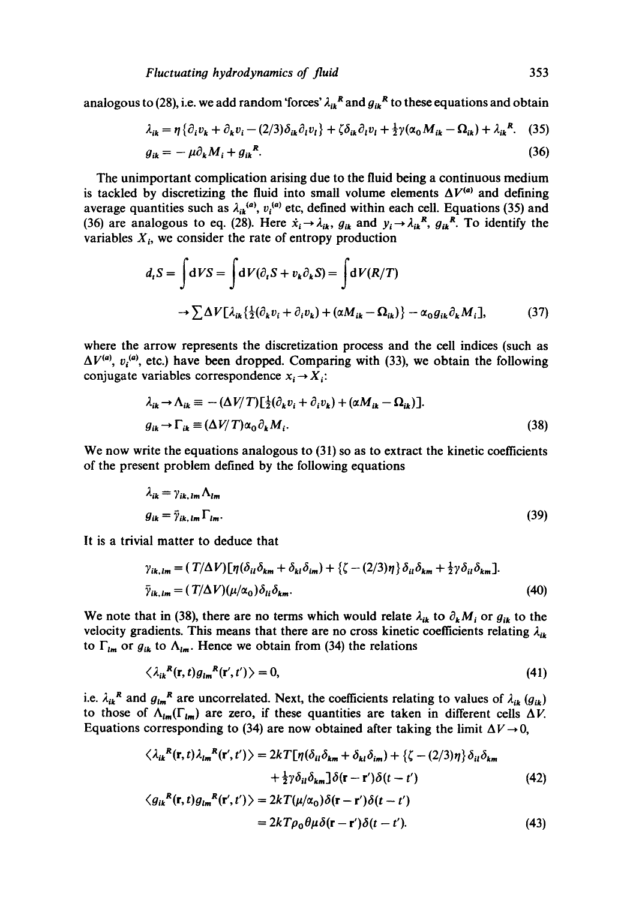analogous to (28), i.e. we add random 'forces' $\lambda_{ik}{}^R$ and $g_{ik}{}^R$ to these equations and obtain

$$\lambda_{ik} = \eta\{\partial_i v_k + \partial_k v_i - (2/3)\delta_{ik}\partial_l v_l\} + \zeta\delta_{ik}\partial_l v_l + \tfrac{1}{2}\gamma(\alpha_0 M_{ik} - \Omega_{ik}) + \lambda_{ik}{}^R. \quad (35)$$

$$g_{ik} = -\mu\partial_k M_i + g_{ik}{}^R. \quad (36)$$

The unimportant complication arising due to the fluid being a continuous medium is tackled by discretizing the fluid into small volume elements $\Delta V^{(a)}$ and defining average quantities such as $\lambda_{ik}{}^{(a)}$, $v_i{}^{(a)}$ etc, defined within each cell. Equations (35) and (36) are analogous to eq. (28). Here $\dot{x}_i \to \lambda_{ik}$, $g_{ik}$ and $y_i \to \lambda_{ik}{}^R$, $g_{ik}{}^R$. To identify the variables $X_i$, we consider the rate of entropy production

$$d_t S = \int \mathrm{d}V\dot{S} = \int \mathrm{d}V(\partial_t S + v_k\partial_k S) = \int \mathrm{d}V(R/T)$$

$$\to \sum \Delta V[\lambda_{ik}\{\tfrac{1}{2}(\partial_k v_i + \partial_i v_k) + (\alpha M_{ik} - \Omega_{ik})\} - \alpha_0 g_{ik}\partial_k M_i], \quad (37)$$

where the arrow represents the discretization process and the cell indices (such as $\Delta V^{(a)}$, $v_i{}^{(a)}$, etc.) have been dropped. Comparing with (33), we obtain the following conjugate variables correspondence $x_i \to X_i$:

$$\lambda_{ik} \to \Lambda_{ik} \equiv -(\Delta V/T)[\tfrac{1}{2}(\partial_k v_i + \partial_i v_k) + (\alpha M_{ik} - \Omega_{ik})].$$

$$g_{ik} \to \Gamma_{ik} \equiv (\Delta V/T)\alpha_0\partial_k M_i. \quad (38)$$

We now write the equations analogous to (31) so as to extract the kinetic coefficients of the present problem defined by the following equations

$$\lambda_{ik} = \gamma_{ik,lm}\Lambda_{lm}$$

$$g_{ik} = \bar{\gamma}_{ik,lm}\Gamma_{lm}. \quad (39)$$

It is a trivial matter to deduce that

$$\gamma_{ik,lm} = (T/\Delta V)[\eta(\delta_{il}\delta_{km} + \delta_{kl}\delta_{im}) + \{\zeta - (2/3)\eta\}\delta_{il}\delta_{km} + \tfrac{1}{2}\gamma\delta_{il}\delta_{km}].$$

$$\bar{\gamma}_{ik,lm} = (T/\Delta V)(\mu/\alpha_0)\delta_{il}\delta_{km}. \quad (40)$$

We note that in (38), there are no terms which would relate $\lambda_{ik}$ to $\partial_k M_i$ or $g_{ik}$ to the velocity gradients. This means that there are no cross kinetic coefficients relating $\lambda_{ik}$ to $\Gamma_{lm}$ or $g_{ik}$ to $\Lambda_{lm}$. Hence we obtain from (34) the relations

$$\langle \lambda_{ik}{}^R(\mathbf{r}, t) g_{lm}{}^R(\mathbf{r}', t')\rangle = 0, \quad (41)$$

i.e. $\lambda_{ik}{}^R$ and $g_{lm}{}^R$ are uncorrelated. Next, the coefficients relating to values of $\lambda_{ik}$ ($g_{ik}$) to those of $\Lambda_{lm}$($\Gamma_{lm}$) are zero, if these quantities are taken in different cells $\Delta V$. Equations corresponding to (34) are now obtained after taking the limit $\Delta V \to 0$,

$$\langle \lambda_{ik}{}^R(\mathbf{r}, t)\lambda_{lm}{}^R(\mathbf{r}', t')\rangle = 2kT[\eta(\delta_{il}\delta_{km} + \delta_{kl}\delta_{im}) + \{\zeta - (2/3)\eta\}\delta_{il}\delta_{km}$$
$$+ \tfrac{1}{2}\gamma\delta_{il}\delta_{km}]\delta(\mathbf{r} - \mathbf{r}')\delta(t - t') \quad (42)$$

$$\langle g_{ik}{}^R(\mathbf{r}, t) g_{lm}{}^R(\mathbf{r}', t')\rangle = 2kT(\mu/\alpha_0)\delta(\mathbf{r} - \mathbf{r}')\delta(t - t')$$
$$= 2kT\rho_0\theta\mu\delta(\mathbf{r} - \mathbf{r}')\delta(t - t'). \quad (43)$$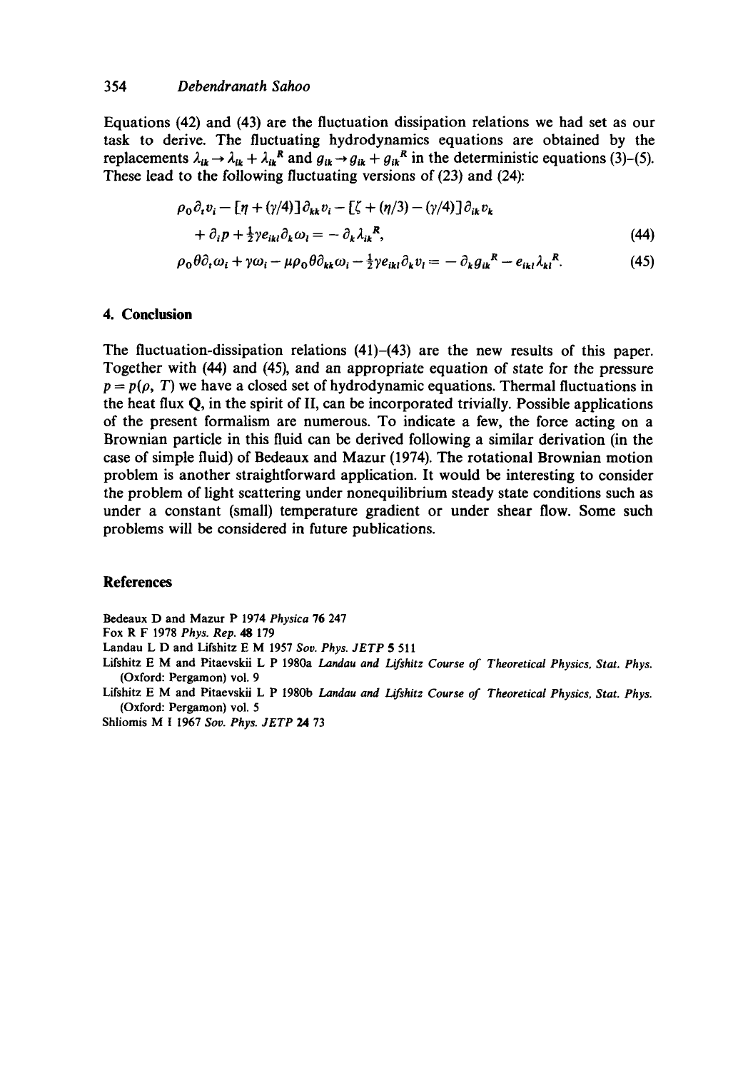Equations (42) and (43) are the fluctuation dissipation relations we had set as our task to derive. The fluctuating hydrodynamics equations are obtained by the replacements $\lambda_{ik} \to \lambda_{ik} + \lambda_{ik}^{R}$ and $g_{ik} \to g_{ik} + g_{ik}^{R}$ in the deterministic equations (3)–(5). These lead to the following fluctuating versions of (23) and (24):

$$\rho_0 \partial_t v_i - [\eta + (\gamma/4)] \partial_{kk} v_i - [\zeta + (\eta/3) - (\gamma/4)] \partial_{ik} v_k + \partial_i p + \tfrac{1}{2}\gamma e_{ikl} \partial_k \omega_l = -\partial_k \lambda_{ik}{}^{R}, \tag{44}$$

$$\rho_0 \theta \partial_t \omega_i + \gamma \omega_i - \mu \rho_0 \theta \partial_{kk} \omega_i - \tfrac{1}{2}\gamma e_{ikl} \partial_k v_l = -\partial_k g_{ik}{}^{R} - e_{ikl} \lambda_{kl}{}^{R}. \tag{45}$$

## 4. Conclusion

The fluctuation-dissipation relations (41)–(43) are the new results of this paper. Together with (44) and (45), and an appropriate equation of state for the pressure $p = p(\rho, T)$ we have a closed set of hydrodynamic equations. Thermal fluctuations in the heat flux $\mathbf{Q}$, in the spirit of II, can be incorporated trivially. Possible applications of the present formalism are numerous. To indicate a few, the force acting on a Brownian particle in this fluid can be derived following a similar derivation (in the case of simple fluid) of Bedeaux and Mazur (1974). The rotational Brownian motion problem is another straightforward application. It would be interesting to consider the problem of light scattering under nonequilibrium steady state conditions such as under a constant (small) temperature gradient or under shear flow. Some such problems will be considered in future publications.

## References

Bedeaux D and Mazur P 1974 *Physica* **76** 247

Fox R F 1978 *Phys. Rep.* **48** 179

Landau L D and Lifshitz E M 1957 *Sov. Phys. JETP* **5** 511

Lifshitz E M and Pitaevskii L P 1980a *Landau and Lifshitz Course of Theoretical Physics, Stat. Phys.* (Oxford: Pergamon) vol. 9

Lifshitz E M and Pitaevskii L P 1980b *Landau and Lifshitz Course of Theoretical Physics, Stat. Phys.* (Oxford: Pergamon) vol. 5

Shliomis M I 1967 *Sov. Phys. JETP* **24** 73